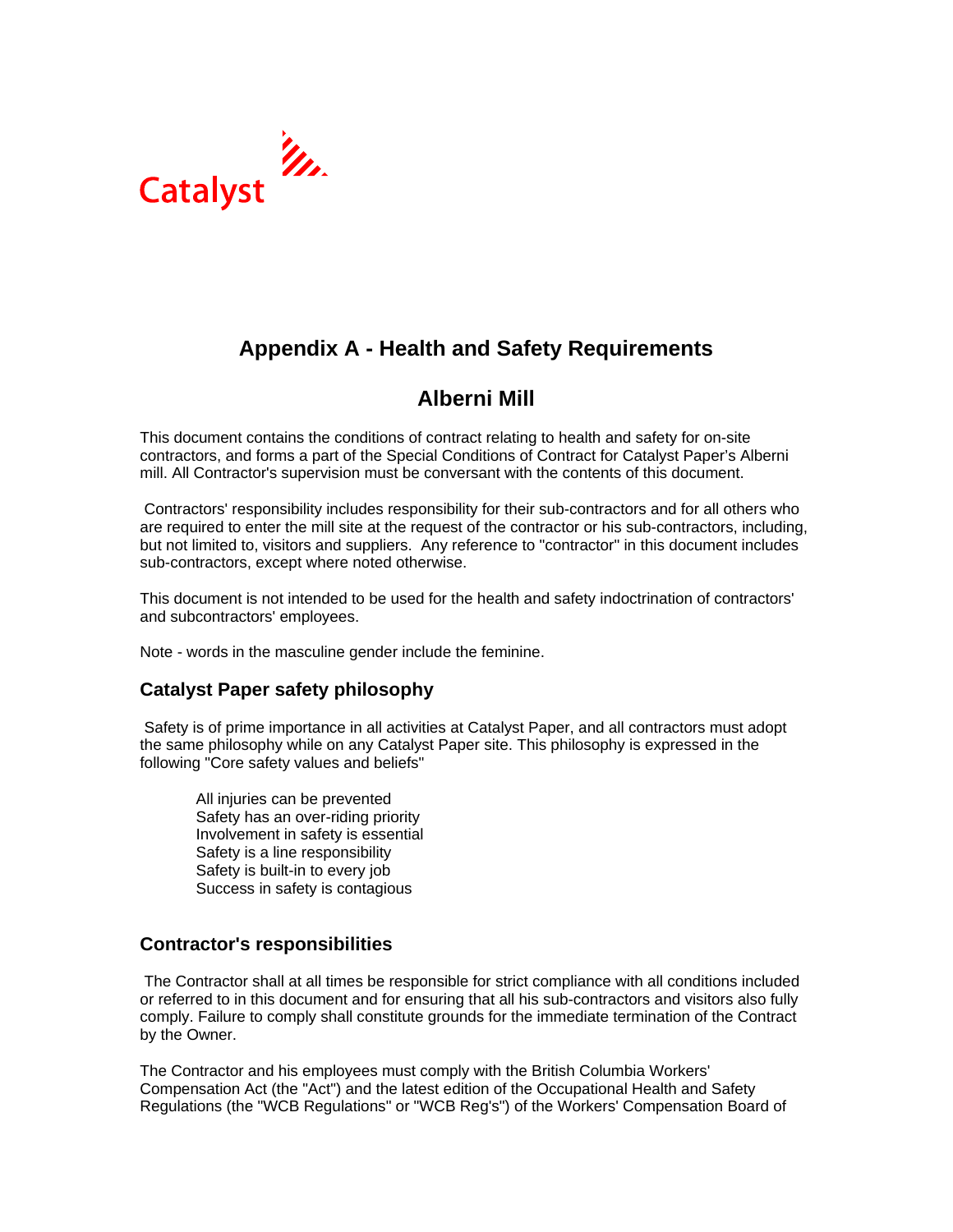Catalyst

# Appendix A - Health and Safety Requirements

# Alberni Mill

This document contains the conditions of contract relating to health and safety for on-site contractors, and forms a part of the Special Conditions of Contract for Catalyst Paper's Alberni mill. All Contractor's supervision must be conversant with the contents of this document.

Contractors' responsibility includes responsibility for their sub-contractors and for all others who are required to enter the mill site at the request of the contractor or his sub-contractors, including, but not limited to, visitors and suppliers. Any reference to "contractor" in this document includes sub-contractors, except where noted otherwise.

This document is not intended to be used for the health and safety indoctrination of contractors' and subcontractors' employees.

Note - words in the masculine gender include the feminine.

### Catalyst Paper safety philosophy

Safety is of prime importance in all activities at Catalyst Paper, and all contractors must adopt the same philosophy while on any Catalyst Paper site. This philosophy is expressed in the following "Core safety values and beliefs"

- All injuries can be prevented
- Safety has an over-riding priority
- Involvement in safety is essential
- Safety is a line responsibility
- Safety is built-in to every job
- Success in safety is contagious

### Contractor's responsibilities

The Contractor shall at all times be responsible for strict compliance with all conditions included or referred to in this document and for ensuring that all his sub-contractors and visitors also fully comply. Failure to comply shall constitute grounds for the immediate termination of the Contract by the Owner.

The Contractor and his employees must comply with the British Columbia Workers' Compensation Act (the "Act") and the latest edition of the Occupational Health and Safety Regulations (the "WCB Regulations" or "WCB Reg's") of the Workers' Compensation Board of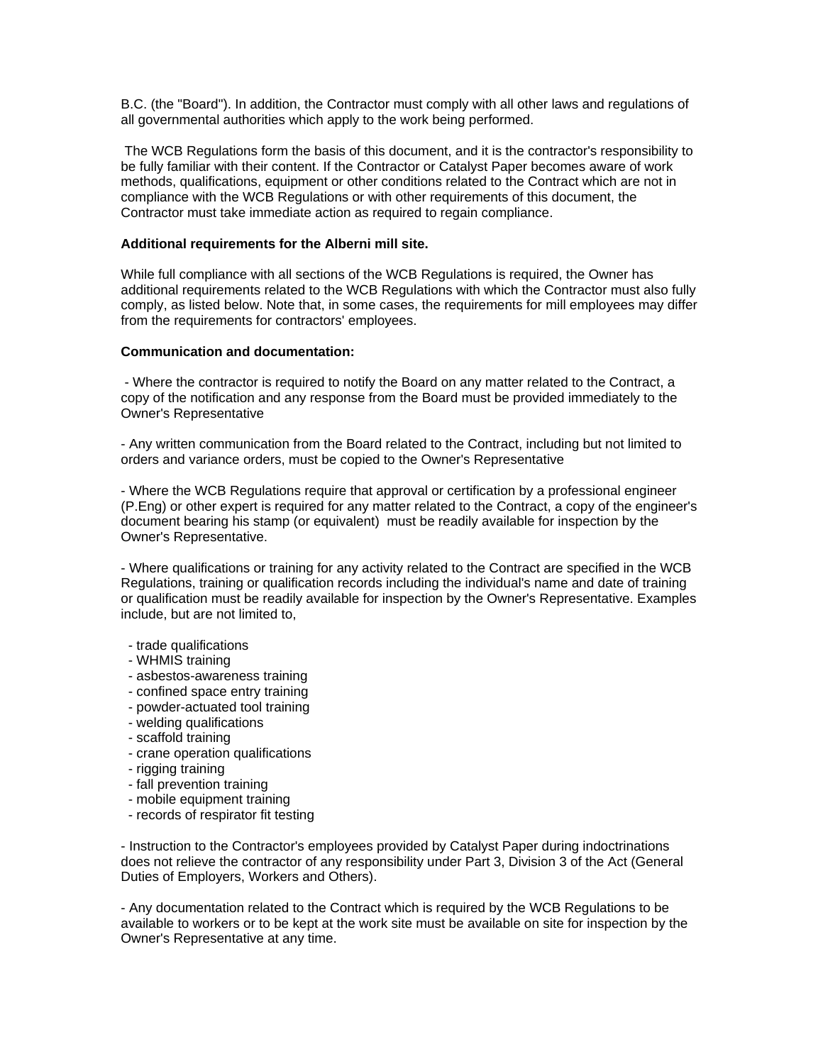B.C. (the "Board"). In addition, the Contractor must comply with all other laws and regulations of all governmental authorities which apply to the work being performed.

The WCB Regulations form the basis of this document, and it is the contractor's responsibility to be fully familiar with their content. If the Contractor or Catalyst Paper becomes aware of work methods, qualifications, equipment or other conditions related to the Contract which are not in compliance with the WCB Regulations or with other requirements of this document, the Contractor must take immediate action as required to regain compliance.

**Additional requirements for the Alberni mill site.**

While full compliance with all sections of the WCB Regulations is required, the Owner has additional requirements related to the WCB Regulations with which the Contractor must also fully comply, as listed below. Note that, in some cases, the requirements for mill employees may differ from the requirements for contractors' employees.

**Communication and documentation:**

- Where the contractor is required to notify the Board on any matter related to the Contract, a copy of the notification and any response from the Board must be provided immediately to the Owner's Representative

- Any written communication from the Board related to the Contract, including but not limited to orders and variance orders, must be copied to the Owner's Representative

- Where the WCB Regulations require that approval or certification by a professional engineer (P.Eng) or other expert is required for any matter related to the Contract, a copy of the engineer's document bearing his stamp (or equivalent) must be readily available for inspection by the Owner's Representative.

- Where qualifications or training for any activity related to the Contract are specified in the WCB Regulations, training or qualification records including the individual's name and date of training or qualification must be readily available for inspection by the Owner's Representative. Examples include, but are not limited to,

  - trade qualifications
  - WHMIS training
  - asbestos-awareness training
  - confined space entry training
  - powder-actuated tool training
  - welding qualifications
  - scaffold training
  - crane operation qualifications
  - rigging training
  - fall prevention training
  - mobile equipment training
  - records of respirator fit testing

- Instruction to the Contractor's employees provided by Catalyst Paper during indoctrinations does not relieve the contractor of any responsibility under Part 3, Division 3 of the Act (General Duties of Employers, Workers and Others).

- Any documentation related to the Contract which is required by the WCB Regulations to be available to workers or to be kept at the work site must be available on site for inspection by the Owner's Representative at any time.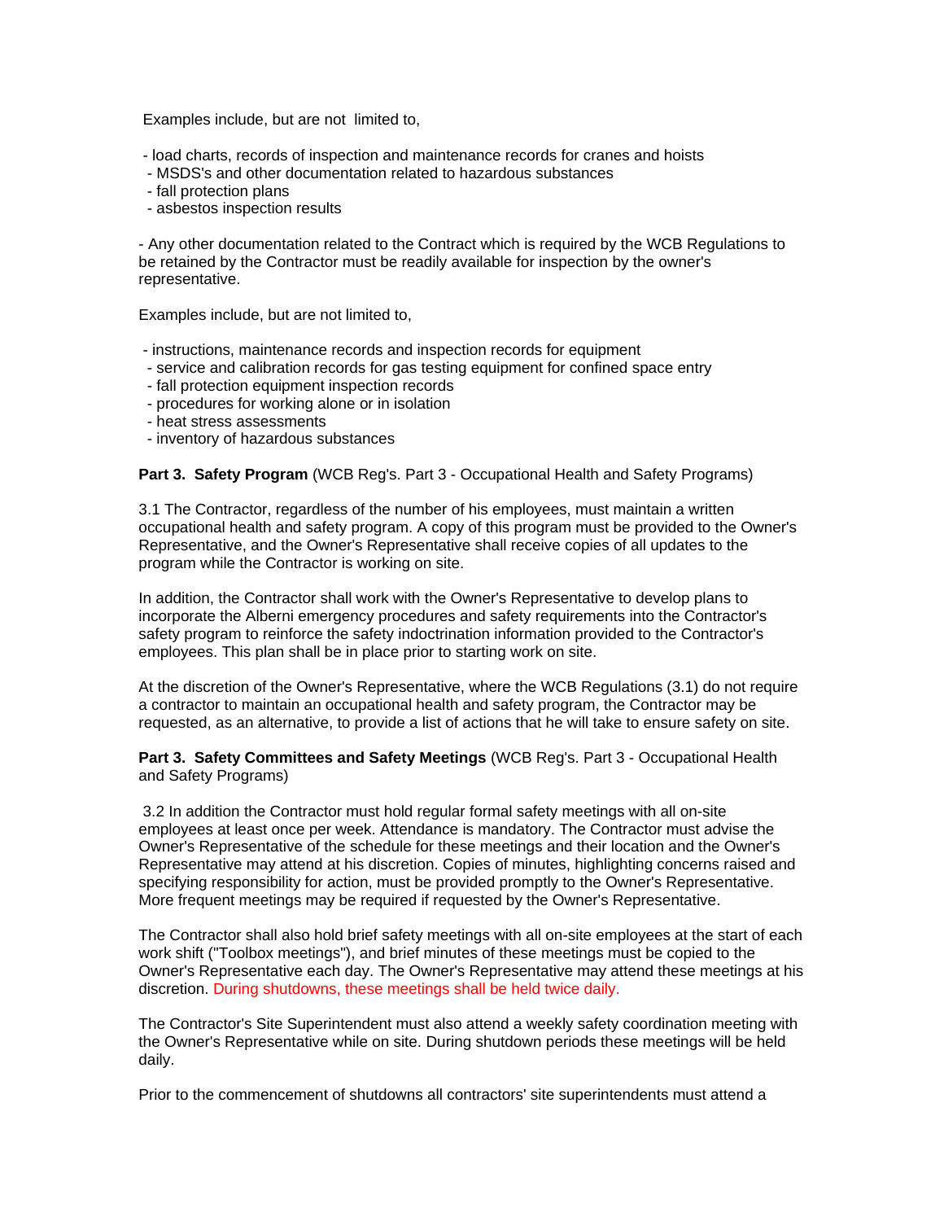Examples include, but are not limited to,

- load charts, records of inspection and maintenance records for cranes and hoists
- MSDS's and other documentation related to hazardous substances
- fall protection plans
- asbestos inspection results

- Any other documentation related to the Contract which is required by the WCB Regulations to be retained by the Contractor must be readily available for inspection by the owner's representative.

Examples include, but are not limited to,

- instructions, maintenance records and inspection records for equipment
- service and calibration records for gas testing equipment for confined space entry
- fall protection equipment inspection records
- procedures for working alone or in isolation
- heat stress assessments
- inventory of hazardous substances

**Part 3. Safety Program** (WCB Reg's. Part 3 - Occupational Health and Safety Programs)

3.1 The Contractor, regardless of the number of his employees, must maintain a written occupational health and safety program. A copy of this program must be provided to the Owner's Representative, and the Owner's Representative shall receive copies of all updates to the program while the Contractor is working on site.

In addition, the Contractor shall work with the Owner's Representative to develop plans to incorporate the Alberni emergency procedures and safety requirements into the Contractor's safety program to reinforce the safety indoctrination information provided to the Contractor's employees. This plan shall be in place prior to starting work on site.

At the discretion of the Owner's Representative, where the WCB Regulations (3.1) do not require a contractor to maintain an occupational health and safety program, the Contractor may be requested, as an alternative, to provide a list of actions that he will take to ensure safety on site.

**Part 3. Safety Committees and Safety Meetings** (WCB Reg's. Part 3 - Occupational Health and Safety Programs)

3.2 In addition the Contractor must hold regular formal safety meetings with all on-site employees at least once per week. Attendance is mandatory. The Contractor must advise the Owner's Representative of the schedule for these meetings and their location and the Owner's Representative may attend at his discretion. Copies of minutes, highlighting concerns raised and specifying responsibility for action, must be provided promptly to the Owner's Representative. More frequent meetings may be required if requested by the Owner's Representative.

The Contractor shall also hold brief safety meetings with all on-site employees at the start of each work shift ("Toolbox meetings"), and brief minutes of these meetings must be copied to the Owner's Representative each day. The Owner's Representative may attend these meetings at his discretion. During shutdowns, these meetings shall be held twice daily.

The Contractor's Site Superintendent must also attend a weekly safety coordination meeting with the Owner's Representative while on site. During shutdown periods these meetings will be held daily.

Prior to the commencement of shutdowns all contractors' site superintendents must attend a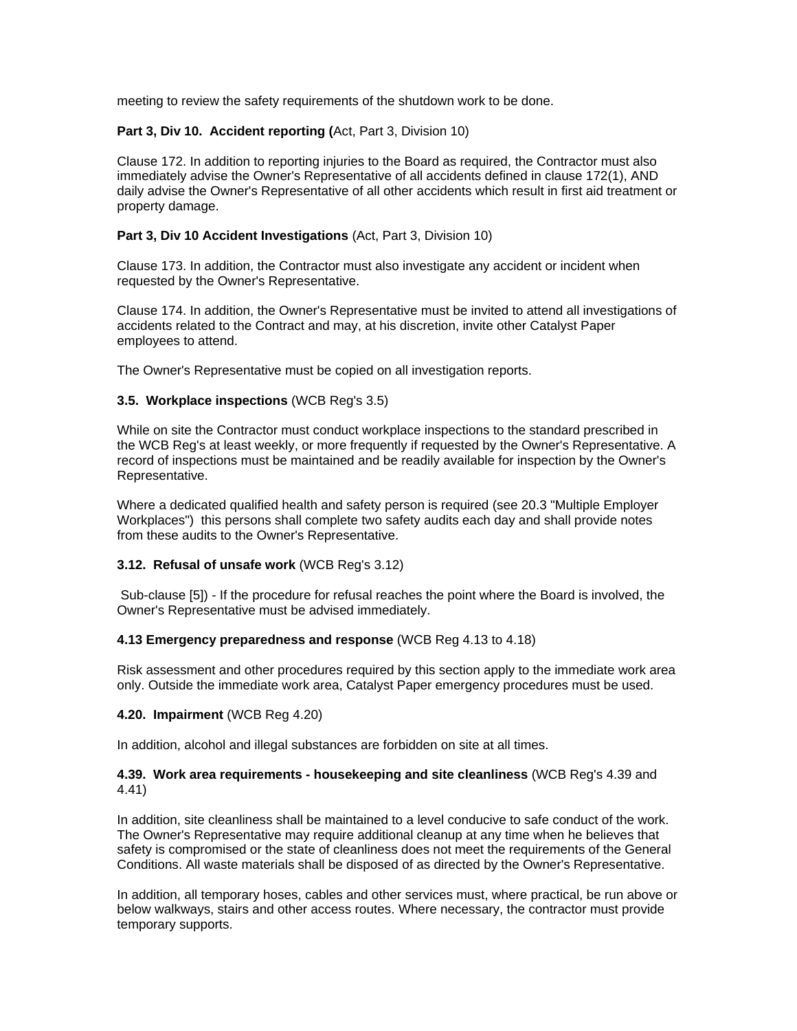meeting to review the safety requirements of the shutdown work to be done.

**Part 3, Div 10. Accident reporting (**Act, Part 3, Division 10)

Clause 172. In addition to reporting injuries to the Board as required, the Contractor must also immediately advise the Owner's Representative of all accidents defined in clause 172(1), AND daily advise the Owner's Representative of all other accidents which result in first aid treatment or property damage.

**Part 3, Div 10 Accident Investigations** (Act, Part 3, Division 10)

Clause 173. In addition, the Contractor must also investigate any accident or incident when requested by the Owner's Representative.

Clause 174. In addition, the Owner's Representative must be invited to attend all investigations of accidents related to the Contract and may, at his discretion, invite other Catalyst Paper employees to attend.

The Owner's Representative must be copied on all investigation reports.

**3.5. Workplace inspections** (WCB Reg's 3.5)

While on site the Contractor must conduct workplace inspections to the standard prescribed in the WCB Reg's at least weekly, or more frequently if requested by the Owner's Representative. A record of inspections must be maintained and be readily available for inspection by the Owner's Representative.

Where a dedicated qualified health and safety person is required (see 20.3 "Multiple Employer Workplaces") this persons shall complete two safety audits each day and shall provide notes from these audits to the Owner's Representative.

**3.12. Refusal of unsafe work** (WCB Reg's 3.12)

Sub-clause [5]) - If the procedure for refusal reaches the point where the Board is involved, the Owner's Representative must be advised immediately.

**4.13 Emergency preparedness and response** (WCB Reg 4.13 to 4.18)

Risk assessment and other procedures required by this section apply to the immediate work area only. Outside the immediate work area, Catalyst Paper emergency procedures must be used.

**4.20. Impairment** (WCB Reg 4.20)

In addition, alcohol and illegal substances are forbidden on site at all times.

**4.39. Work area requirements - housekeeping and site cleanliness** (WCB Reg's 4.39 and 4.41)

In addition, site cleanliness shall be maintained to a level conducive to safe conduct of the work. The Owner's Representative may require additional cleanup at any time when he believes that safety is compromised or the state of cleanliness does not meet the requirements of the General Conditions. All waste materials shall be disposed of as directed by the Owner's Representative.

In addition, all temporary hoses, cables and other services must, where practical, be run above or below walkways, stairs and other access routes. Where necessary, the contractor must provide temporary supports.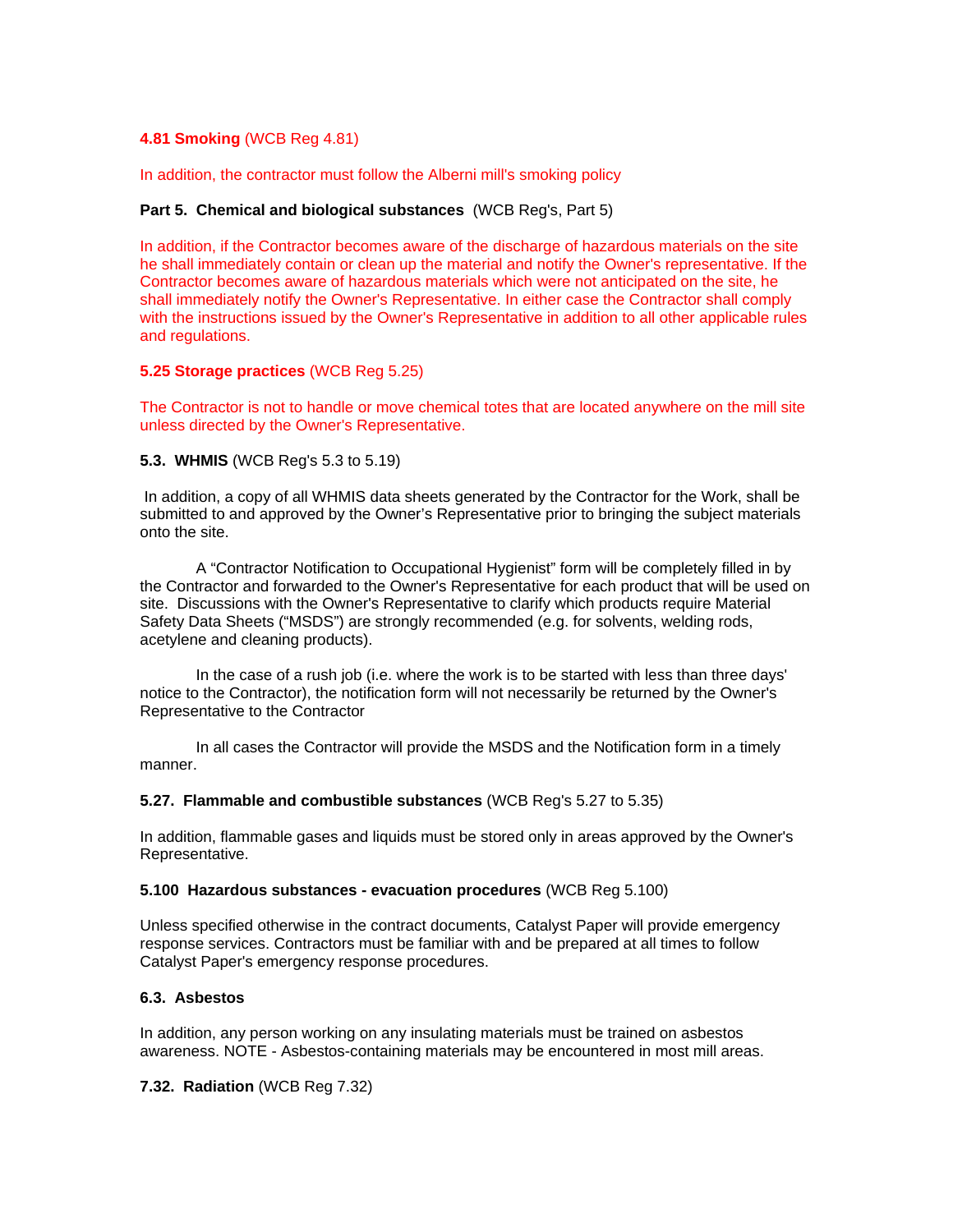**4.81 Smoking** (WCB Reg 4.81)

In addition, the contractor must follow the Alberni mill's smoking policy

**Part 5. Chemical and biological substances** (WCB Reg's, Part 5)

In addition, if the Contractor becomes aware of the discharge of hazardous materials on the site he shall immediately contain or clean up the material and notify the Owner's representative. If the Contractor becomes aware of hazardous materials which were not anticipated on the site, he shall immediately notify the Owner's Representative. In either case the Contractor shall comply with the instructions issued by the Owner's Representative in addition to all other applicable rules and regulations.

**5.25 Storage practices** (WCB Reg 5.25)

The Contractor is not to handle or move chemical totes that are located anywhere on the mill site unless directed by the Owner's Representative.

**5.3. WHMIS** (WCB Reg's 5.3 to 5.19)

In addition, a copy of all WHMIS data sheets generated by the Contractor for the Work, shall be submitted to and approved by the Owner's Representative prior to bringing the subject materials onto the site.

A "Contractor Notification to Occupational Hygienist" form will be completely filled in by the Contractor and forwarded to the Owner's Representative for each product that will be used on site. Discussions with the Owner's Representative to clarify which products require Material Safety Data Sheets ("MSDS") are strongly recommended (e.g. for solvents, welding rods, acetylene and cleaning products).

In the case of a rush job (i.e. where the work is to be started with less than three days' notice to the Contractor), the notification form will not necessarily be returned by the Owner's Representative to the Contractor

In all cases the Contractor will provide the MSDS and the Notification form in a timely manner.

**5.27. Flammable and combustible substances** (WCB Reg's 5.27 to 5.35)

In addition, flammable gases and liquids must be stored only in areas approved by the Owner's Representative.

**5.100 Hazardous substances - evacuation procedures** (WCB Reg 5.100)

Unless specified otherwise in the contract documents, Catalyst Paper will provide emergency response services. Contractors must be familiar with and be prepared at all times to follow Catalyst Paper's emergency response procedures.

**6.3. Asbestos**

In addition, any person working on any insulating materials must be trained on asbestos awareness. NOTE - Asbestos-containing materials may be encountered in most mill areas.

**7.32. Radiation** (WCB Reg 7.32)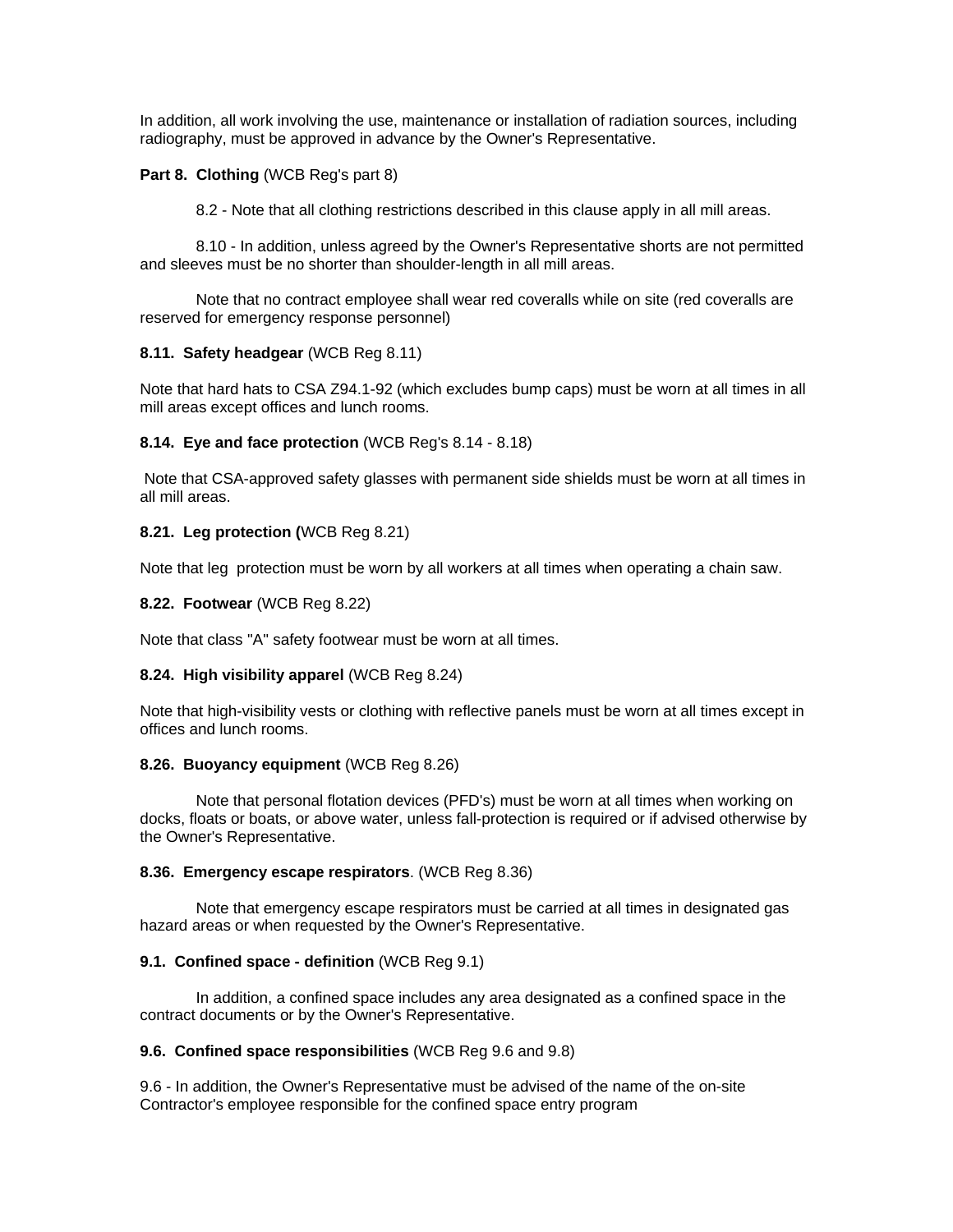In addition, all work involving the use, maintenance or installation of radiation sources, including radiography, must be approved in advance by the Owner's Representative.

**Part 8. Clothing** (WCB Reg's part 8)

8.2 - Note that all clothing restrictions described in this clause apply in all mill areas.

8.10 - In addition, unless agreed by the Owner's Representative shorts are not permitted and sleeves must be no shorter than shoulder-length in all mill areas.

Note that no contract employee shall wear red coveralls while on site (red coveralls are reserved for emergency response personnel)

**8.11. Safety headgear** (WCB Reg 8.11)

Note that hard hats to CSA Z94.1-92 (which excludes bump caps) must be worn at all times in all mill areas except offices and lunch rooms.

**8.14. Eye and face protection** (WCB Reg's 8.14 - 8.18)

Note that CSA-approved safety glasses with permanent side shields must be worn at all times in all mill areas.

**8.21. Leg protection (**WCB Reg 8.21)

Note that leg protection must be worn by all workers at all times when operating a chain saw.

**8.22. Footwear** (WCB Reg 8.22)

Note that class "A" safety footwear must be worn at all times.

**8.24. High visibility apparel** (WCB Reg 8.24)

Note that high-visibility vests or clothing with reflective panels must be worn at all times except in offices and lunch rooms.

**8.26. Buoyancy equipment** (WCB Reg 8.26)

Note that personal flotation devices (PFD's) must be worn at all times when working on docks, floats or boats, or above water, unless fall-protection is required or if advised otherwise by the Owner's Representative.

**8.36. Emergency escape respirators**. (WCB Reg 8.36)

Note that emergency escape respirators must be carried at all times in designated gas hazard areas or when requested by the Owner's Representative.

**9.1. Confined space - definition** (WCB Reg 9.1)

In addition, a confined space includes any area designated as a confined space in the contract documents or by the Owner's Representative.

**9.6. Confined space responsibilities** (WCB Reg 9.6 and 9.8)

9.6 - In addition, the Owner's Representative must be advised of the name of the on-site Contractor's employee responsible for the confined space entry program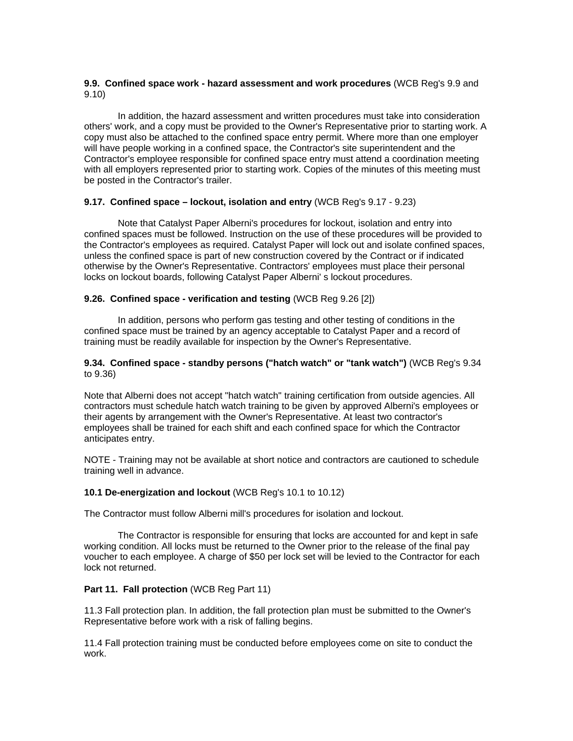**9.9. Confined space work - hazard assessment and work procedures** (WCB Reg's 9.9 and 9.10)

In addition, the hazard assessment and written procedures must take into consideration others' work, and a copy must be provided to the Owner's Representative prior to starting work. A copy must also be attached to the confined space entry permit. Where more than one employer will have people working in a confined space, the Contractor's site superintendent and the Contractor's employee responsible for confined space entry must attend a coordination meeting with all employers represented prior to starting work. Copies of the minutes of this meeting must be posted in the Contractor's trailer.

**9.17. Confined space – lockout, isolation and entry** (WCB Reg's 9.17 - 9.23)

Note that Catalyst Paper Alberni's procedures for lockout, isolation and entry into confined spaces must be followed. Instruction on the use of these procedures will be provided to the Contractor's employees as required. Catalyst Paper will lock out and isolate confined spaces, unless the confined space is part of new construction covered by the Contract or if indicated otherwise by the Owner's Representative. Contractors' employees must place their personal locks on lockout boards, following Catalyst Paper Alberni' s lockout procedures.

**9.26. Confined space - verification and testing** (WCB Reg 9.26 [2])

In addition, persons who perform gas testing and other testing of conditions in the confined space must be trained by an agency acceptable to Catalyst Paper and a record of training must be readily available for inspection by the Owner's Representative.

**9.34. Confined space - standby persons ("hatch watch" or "tank watch")** (WCB Reg's 9.34 to 9.36)

Note that Alberni does not accept "hatch watch" training certification from outside agencies. All contractors must schedule hatch watch training to be given by approved Alberni's employees or their agents by arrangement with the Owner's Representative. At least two contractor's employees shall be trained for each shift and each confined space for which the Contractor anticipates entry.

NOTE - Training may not be available at short notice and contractors are cautioned to schedule training well in advance.

**10.1 De-energization and lockout** (WCB Reg's 10.1 to 10.12)

The Contractor must follow Alberni mill's procedures for isolation and lockout.

The Contractor is responsible for ensuring that locks are accounted for and kept in safe working condition. All locks must be returned to the Owner prior to the release of the final pay voucher to each employee. A charge of $50 per lock set will be levied to the Contractor for each lock not returned.

**Part 11. Fall protection** (WCB Reg Part 11)

11.3 Fall protection plan. In addition, the fall protection plan must be submitted to the Owner's Representative before work with a risk of falling begins.

11.4 Fall protection training must be conducted before employees come on site to conduct the work.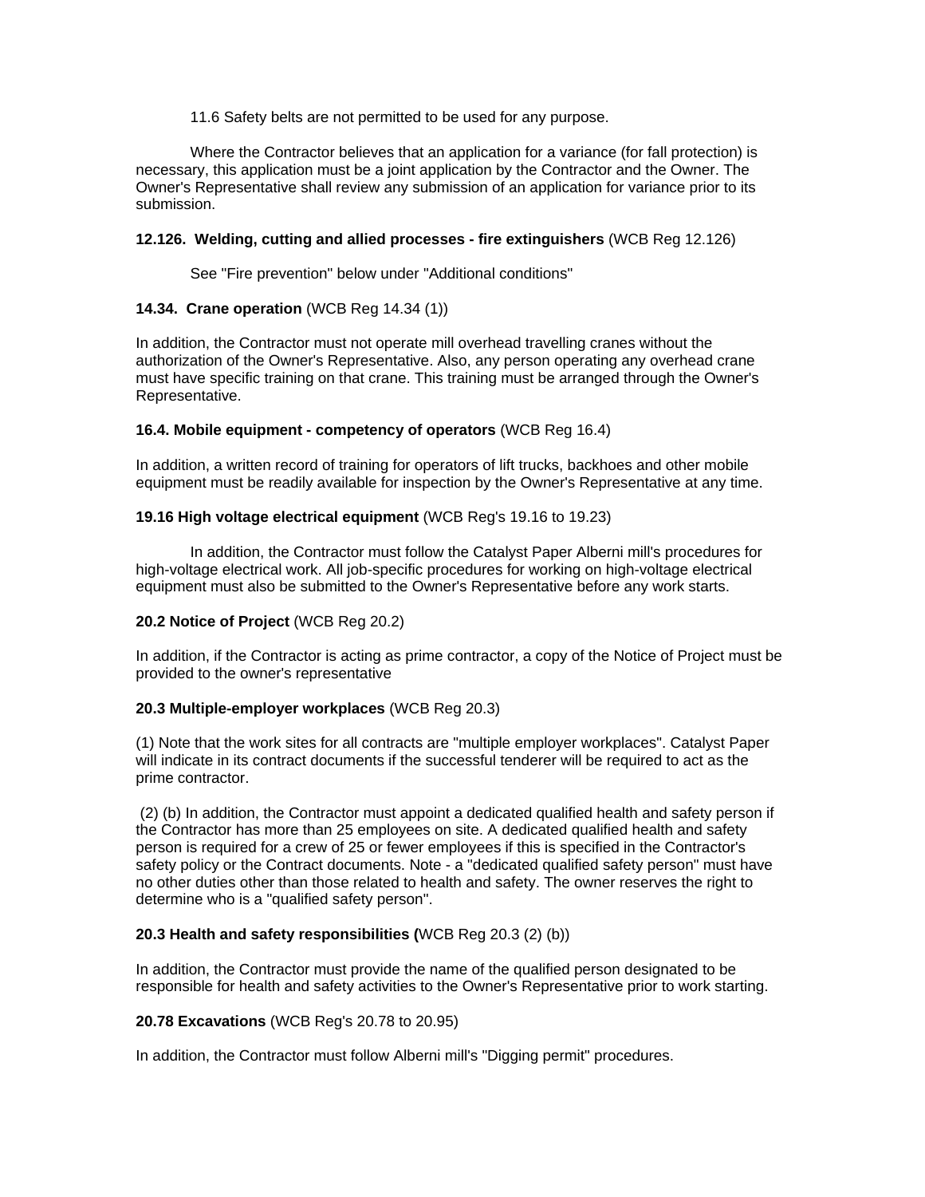11.6 Safety belts are not permitted to be used for any purpose.

Where the Contractor believes that an application for a variance (for fall protection) is necessary, this application must be a joint application by the Contractor and the Owner. The Owner's Representative shall review any submission of an application for variance prior to its submission.

**12.126. Welding, cutting and allied processes - fire extinguishers** (WCB Reg 12.126)

See "Fire prevention" below under "Additional conditions"

**14.34. Crane operation** (WCB Reg 14.34 (1))

In addition, the Contractor must not operate mill overhead travelling cranes without the authorization of the Owner's Representative. Also, any person operating any overhead crane must have specific training on that crane. This training must be arranged through the Owner's Representative.

**16.4. Mobile equipment - competency of operators** (WCB Reg 16.4)

In addition, a written record of training for operators of lift trucks, backhoes and other mobile equipment must be readily available for inspection by the Owner's Representative at any time.

**19.16 High voltage electrical equipment** (WCB Reg's 19.16 to 19.23)

In addition, the Contractor must follow the Catalyst Paper Alberni mill's procedures for high-voltage electrical work. All job-specific procedures for working on high-voltage electrical equipment must also be submitted to the Owner's Representative before any work starts.

**20.2 Notice of Project** (WCB Reg 20.2)

In addition, if the Contractor is acting as prime contractor, a copy of the Notice of Project must be provided to the owner's representative

**20.3 Multiple-employer workplaces** (WCB Reg 20.3)

(1) Note that the work sites for all contracts are "multiple employer workplaces". Catalyst Paper will indicate in its contract documents if the successful tenderer will be required to act as the prime contractor.

(2) (b) In addition, the Contractor must appoint a dedicated qualified health and safety person if the Contractor has more than 25 employees on site. A dedicated qualified health and safety person is required for a crew of 25 or fewer employees if this is specified in the Contractor's safety policy or the Contract documents. Note - a "dedicated qualified safety person" must have no other duties other than those related to health and safety. The owner reserves the right to determine who is a "qualified safety person".

**20.3 Health and safety responsibilities (**WCB Reg 20.3 (2) (b))

In addition, the Contractor must provide the name of the qualified person designated to be responsible for health and safety activities to the Owner's Representative prior to work starting.

**20.78 Excavations** (WCB Reg's 20.78 to 20.95)

In addition, the Contractor must follow Alberni mill's "Digging permit" procedures.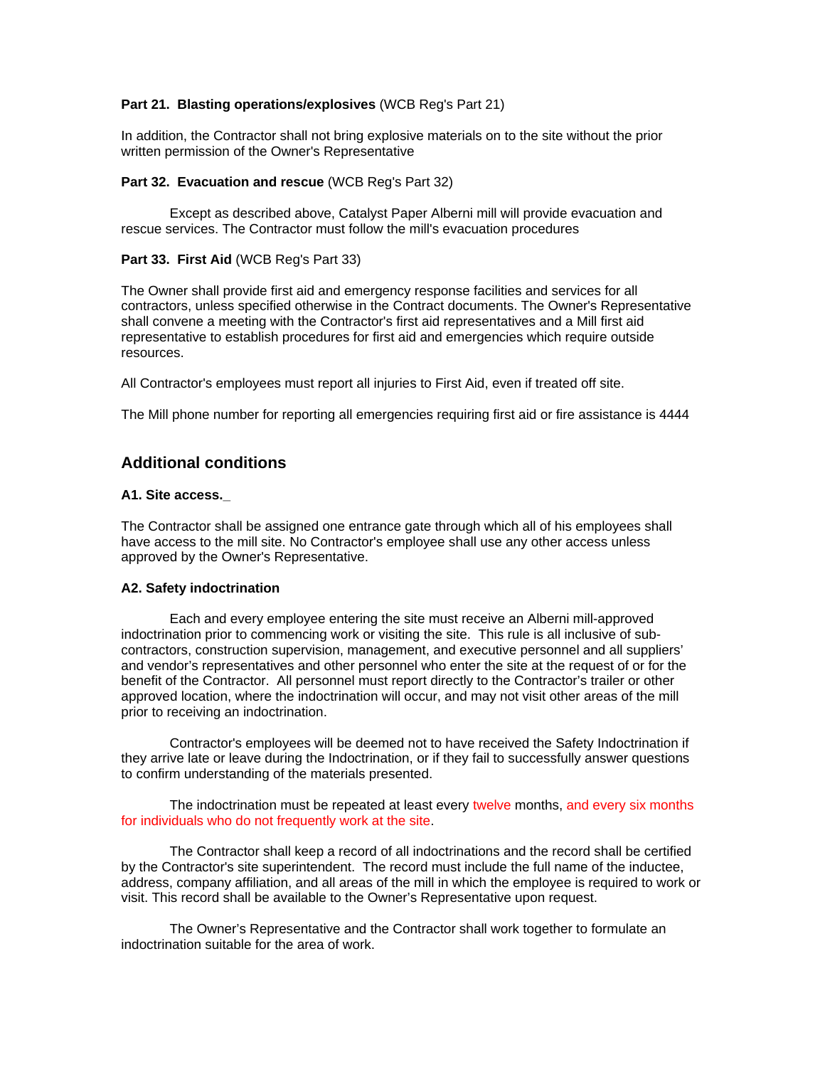**Part 21. Blasting operations/explosives** (WCB Reg's Part 21)

In addition, the Contractor shall not bring explosive materials on to the site without the prior written permission of the Owner's Representative

**Part 32. Evacuation and rescue** (WCB Reg's Part 32)

Except as described above, Catalyst Paper Alberni mill will provide evacuation and rescue services. The Contractor must follow the mill's evacuation procedures

**Part 33. First Aid** (WCB Reg's Part 33)

The Owner shall provide first aid and emergency response facilities and services for all contractors, unless specified otherwise in the Contract documents. The Owner's Representative shall convene a meeting with the Contractor's first aid representatives and a Mill first aid representative to establish procedures for first aid and emergencies which require outside resources.

All Contractor's employees must report all injuries to First Aid, even if treated off site.

The Mill phone number for reporting all emergencies requiring first aid or fire assistance is 4444

## Additional conditions

**A1. Site access._**

The Contractor shall be assigned one entrance gate through which all of his employees shall have access to the mill site. No Contractor's employee shall use any other access unless approved by the Owner's Representative.

**A2. Safety indoctrination**

Each and every employee entering the site must receive an Alberni mill-approved indoctrination prior to commencing work or visiting the site. This rule is all inclusive of sub-contractors, construction supervision, management, and executive personnel and all suppliers' and vendor's representatives and other personnel who enter the site at the request of or for the benefit of the Contractor. All personnel must report directly to the Contractor's trailer or other approved location, where the indoctrination will occur, and may not visit other areas of the mill prior to receiving an indoctrination.

Contractor's employees will be deemed not to have received the Safety Indoctrination if they arrive late or leave during the Indoctrination, or if they fail to successfully answer questions to confirm understanding of the materials presented.

The indoctrination must be repeated at least every twelve months, and every six months for individuals who do not frequently work at the site.

The Contractor shall keep a record of all indoctrinations and the record shall be certified by the Contractor's site superintendent. The record must include the full name of the inductee, address, company affiliation, and all areas of the mill in which the employee is required to work or visit. This record shall be available to the Owner's Representative upon request.

The Owner's Representative and the Contractor shall work together to formulate an indoctrination suitable for the area of work.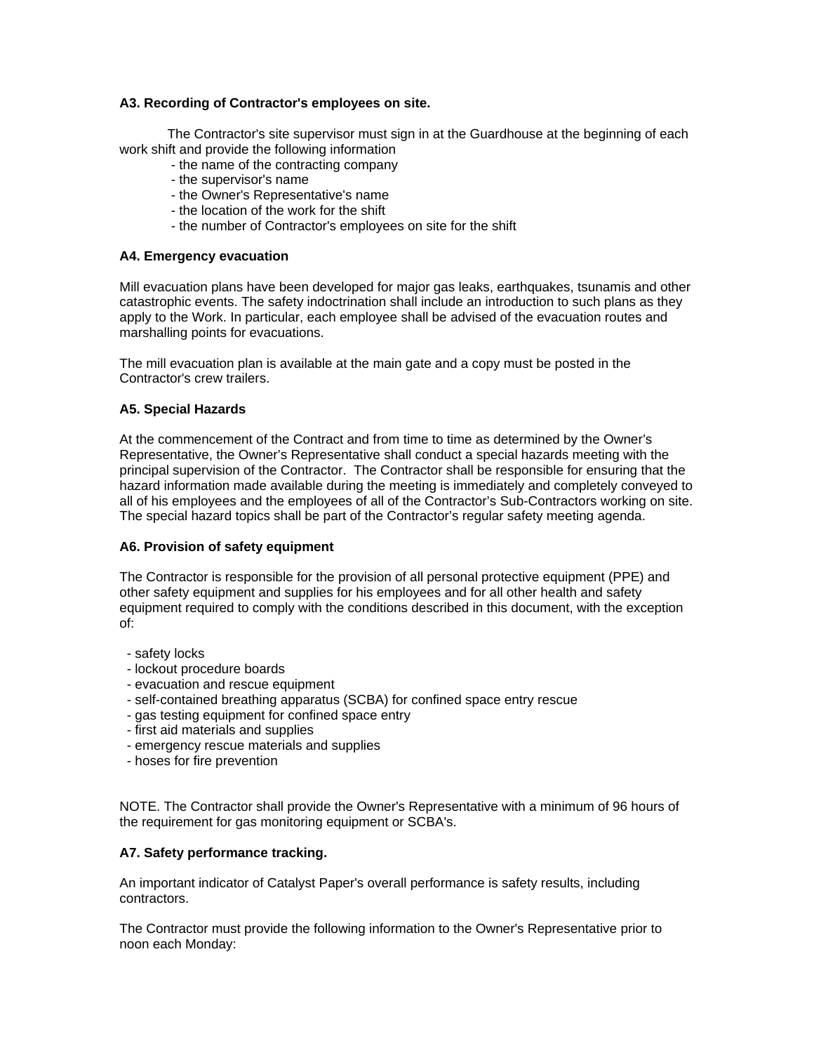### A3. Recording of Contractor's employees on site.

The Contractor's site supervisor must sign in at the Guardhouse at the beginning of each work shift and provide the following information

- the name of the contracting company
- the supervisor's name
- the Owner's Representative's name
- the location of the work for the shift
- the number of Contractor's employees on site for the shift

### A4. Emergency evacuation

Mill evacuation plans have been developed for major gas leaks, earthquakes, tsunamis and other catastrophic events. The safety indoctrination shall include an introduction to such plans as they apply to the Work. In particular, each employee shall be advised of the evacuation routes and marshalling points for evacuations.

The mill evacuation plan is available at the main gate and a copy must be posted in the Contractor's crew trailers.

### A5. Special Hazards

At the commencement of the Contract and from time to time as determined by the Owner's Representative, the Owner's Representative shall conduct a special hazards meeting with the principal supervision of the Contractor. The Contractor shall be responsible for ensuring that the hazard information made available during the meeting is immediately and completely conveyed to all of his employees and the employees of all of the Contractor's Sub-Contractors working on site. The special hazard topics shall be part of the Contractor's regular safety meeting agenda.

### A6. Provision of safety equipment

The Contractor is responsible for the provision of all personal protective equipment (PPE) and other safety equipment and supplies for his employees and for all other health and safety equipment required to comply with the conditions described in this document, with the exception of:

- safety locks
- lockout procedure boards
- evacuation and rescue equipment
- self-contained breathing apparatus (SCBA) for confined space entry rescue
- gas testing equipment for confined space entry
- first aid materials and supplies
- emergency rescue materials and supplies
- hoses for fire prevention

NOTE. The Contractor shall provide the Owner's Representative with a minimum of 96 hours of the requirement for gas monitoring equipment or SCBA's.

### A7. Safety performance tracking.

An important indicator of Catalyst Paper's overall performance is safety results, including contractors.

The Contractor must provide the following information to the Owner's Representative prior to noon each Monday: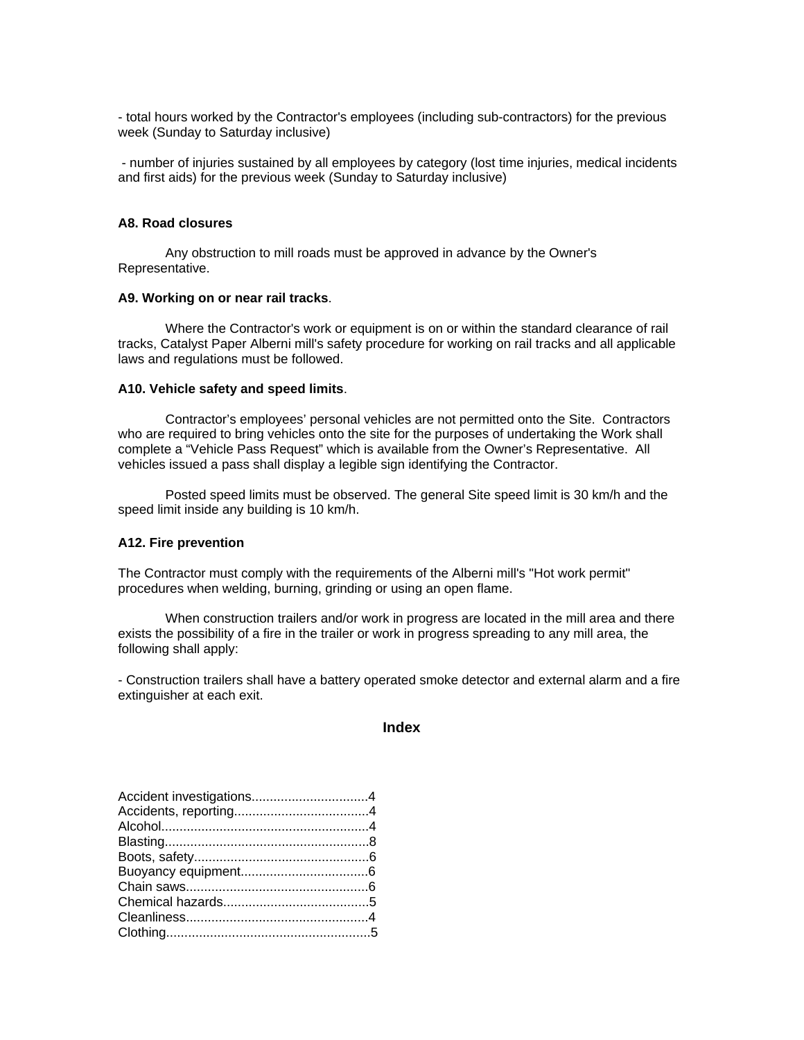- total hours worked by the Contractor's employees (including sub-contractors) for the previous week (Sunday to Saturday inclusive)

- number of injuries sustained by all employees by category (lost time injuries, medical incidents and first aids) for the previous week (Sunday to Saturday inclusive)

**A8. Road closures**

Any obstruction to mill roads must be approved in advance by the Owner's Representative.

**A9. Working on or near rail tracks**.

Where the Contractor's work or equipment is on or within the standard clearance of rail tracks, Catalyst Paper Alberni mill's safety procedure for working on rail tracks and all applicable laws and regulations must be followed.

**A10. Vehicle safety and speed limits**.

Contractor's employees' personal vehicles are not permitted onto the Site. Contractors who are required to bring vehicles onto the site for the purposes of undertaking the Work shall complete a "Vehicle Pass Request" which is available from the Owner's Representative. All vehicles issued a pass shall display a legible sign identifying the Contractor.

Posted speed limits must be observed. The general Site speed limit is 30 km/h and the speed limit inside any building is 10 km/h.

**A12. Fire prevention**

The Contractor must comply with the requirements of the Alberni mill's "Hot work permit" procedures when welding, burning, grinding or using an open flame.

When construction trailers and/or work in progress are located in the mill area and there exists the possibility of a fire in the trailer or work in progress spreading to any mill area, the following shall apply:

- Construction trailers shall have a battery operated smoke detector and external alarm and a fire extinguisher at each exit.

## Index

Accident investigations................................4
Accidents, reporting....................................4
Alcohol........................................................4
Blasting........................................................8
Boots, safety................................................6
Buoyancy equipment..................................6
Chain saws..................................................6
Chemical hazards........................................5
Cleanliness..................................................4
Clothing.......................................................5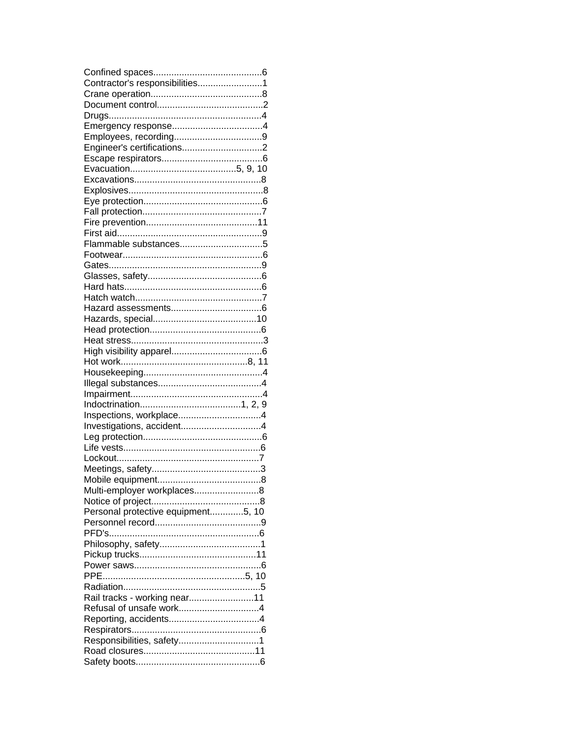Confined spaces..........................................6
Contractor's responsibilities.........................1
Crane operation...........................................8
Document control.........................................2
Drugs...........................................................4
Emergency response...................................4
Employees, recording..................................9
Engineer's certifications...............................2
Escape respirators.......................................6
Evacuation.........................................5, 9, 10
Excavations.................................................8
Explosives....................................................8
Eye protection..............................................6
Fall protection..............................................7
Fire prevention...........................................11
First aid........................................................9
Flammable substances................................5
Footwear......................................................6
Gates...........................................................9
Glasses, safety............................................6
Hard hats.....................................................6
Hatch watch.................................................7
Hazard assessments...................................6
Hazards, special........................................10
Head protection...........................................6
Heat stress...................................................3
High visibility apparel...................................6
Hot work.................................................8, 11
Housekeeping..............................................4
Illegal substances........................................4
Impairment...................................................4
Indoctrination.......................................1, 2, 9
Inspections, workplace................................4
Investigations, accident...............................4
Leg protection..............................................6
Life vests.....................................................6
Lockout.......................................................7
Meetings, safety..........................................3
Mobile equipment........................................8
Multi-employer workplaces.........................8
Notice of project...........................................8
Personal protective equipment.............5, 10
Personnel record.........................................9
PFD's..........................................................6
Philosophy, safety.......................................1
Pickup trucks.............................................11
Power saws.................................................6
PPE.......................................................5, 10
Radiation.....................................................5
Rail tracks - working near.........................11
Refusal of unsafe work...............................4
Reporting, accidents...................................4
Respirators..................................................6
Responsibilities, safety...............................1
Road closures...........................................11
Safety boots................................................6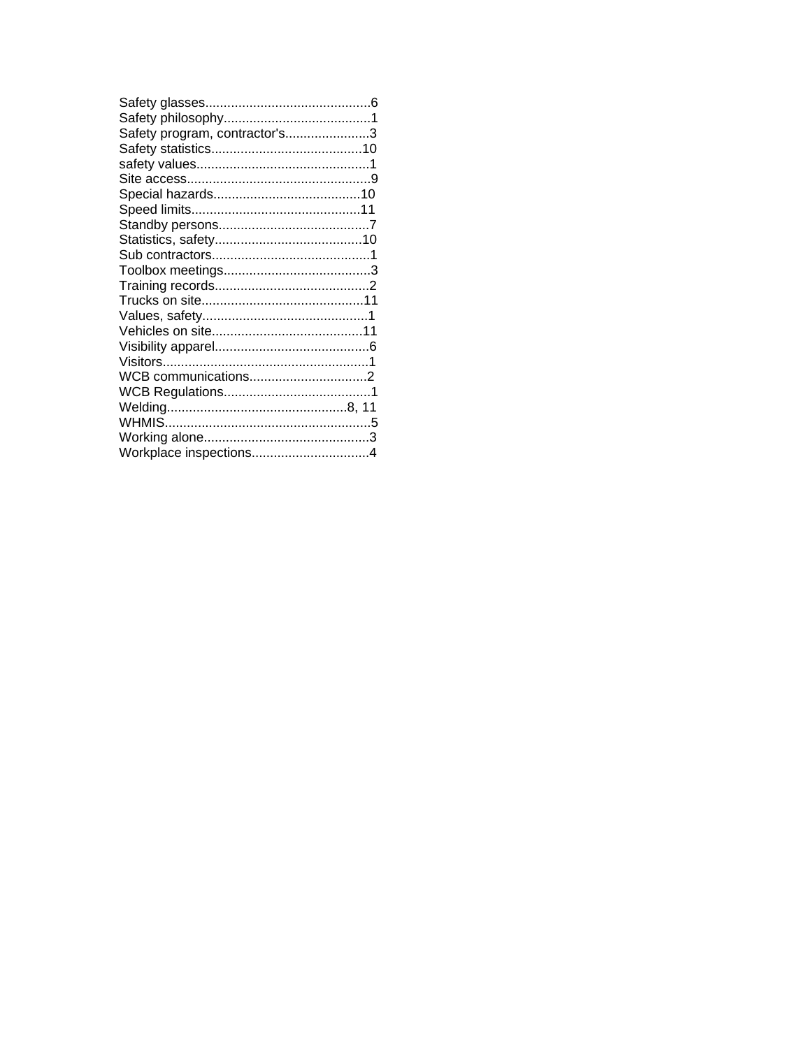Safety glasses............................................6
Safety philosophy........................................1
Safety program, contractor's......................3
Safety statistics.........................................10
safety values...............................................1
Site access..................................................9
Special hazards........................................10
Speed limits..............................................11
Standby persons.........................................7
Statistics, safety........................................10
Sub contractors...........................................1
Toolbox meetings........................................3
Training records..........................................2
Trucks on site............................................11
Values, safety.............................................1
Vehicles on site.........................................11
Visibility apparel..........................................6
Visitors........................................................1
WCB communications................................2
WCB Regulations........................................1
Welding.................................................8, 11
WHMIS........................................................5
Working alone.............................................3
Workplace inspections................................4